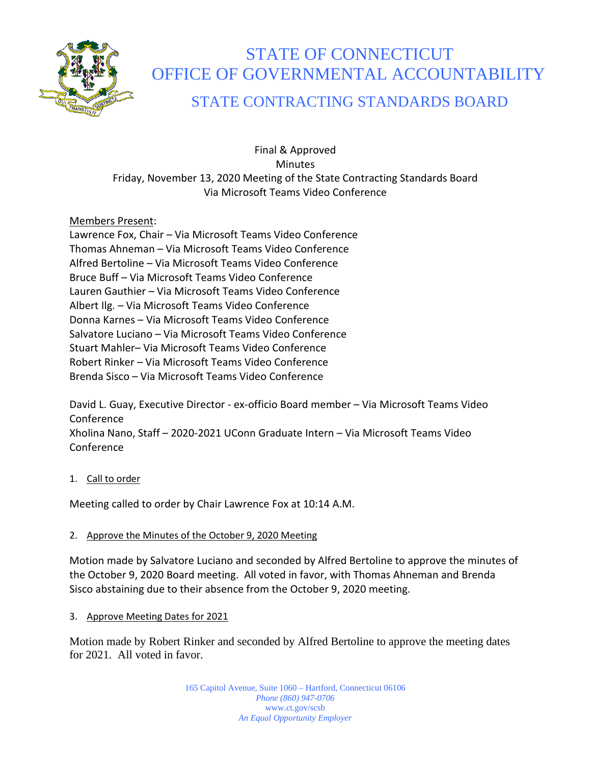# STATE OF CONNECTICUT
# OFFICE OF GOVERNMENTAL ACCOUNTABILITY
## STATE CONTRACTING STANDARDS BOARD

Final & Approved
Minutes
Friday, November 13, 2020 Meeting of the State Contracting Standards Board
Via Microsoft Teams Video Conference

Members Present:
Lawrence Fox, Chair – Via Microsoft Teams Video Conference
Thomas Ahneman – Via Microsoft Teams Video Conference
Alfred Bertoline – Via Microsoft Teams Video Conference
Bruce Buff – Via Microsoft Teams Video Conference
Lauren Gauthier – Via Microsoft Teams Video Conference
Albert Ilg. – Via Microsoft Teams Video Conference
Donna Karnes – Via Microsoft Teams Video Conference
Salvatore Luciano – Via Microsoft Teams Video Conference
Stuart Mahler– Via Microsoft Teams Video Conference
Robert Rinker – Via Microsoft Teams Video Conference
Brenda Sisco – Via Microsoft Teams Video Conference

David L. Guay, Executive Director - ex-officio Board member – Via Microsoft Teams Video Conference
Xholina Nano, Staff – 2020-2021 UConn Graduate Intern – Via Microsoft Teams Video Conference

1. Call to order

Meeting called to order by Chair Lawrence Fox at 10:14 A.M.

2. Approve the Minutes of the October 9, 2020 Meeting

Motion made by Salvatore Luciano and seconded by Alfred Bertoline to approve the minutes of the October 9, 2020 Board meeting. All voted in favor, with Thomas Ahneman and Brenda Sisco abstaining due to their absence from the October 9, 2020 meeting.

3. Approve Meeting Dates for 2021

Motion made by Robert Rinker and seconded by Alfred Bertoline to approve the meeting dates for 2021. All voted in favor.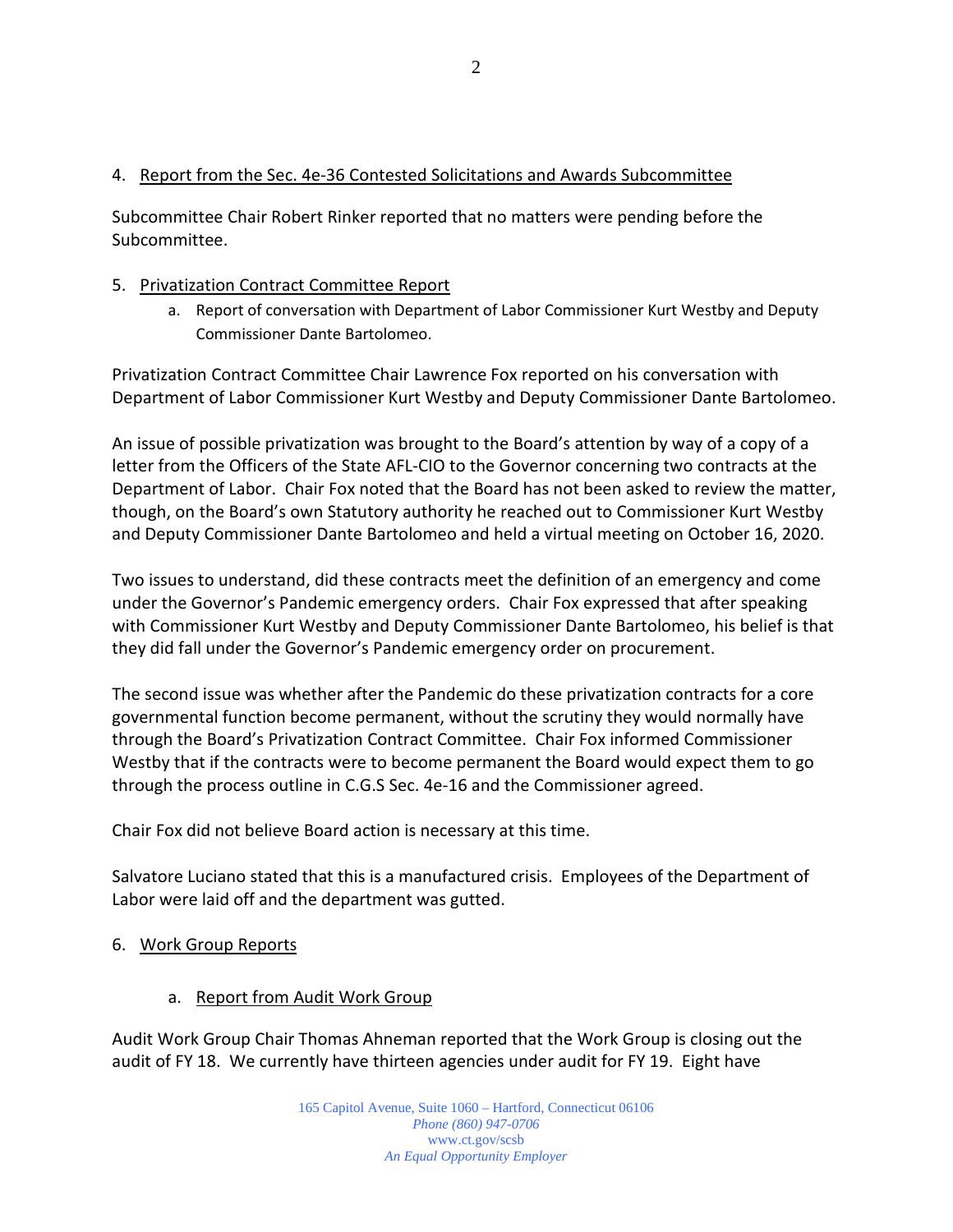4. Report from the Sec. 4e-36 Contested Solicitations and Awards Subcommittee

Subcommittee Chair Robert Rinker reported that no matters were pending before the Subcommittee.

5. Privatization Contract Committee Report
   a. Report of conversation with Department of Labor Commissioner Kurt Westby and Deputy Commissioner Dante Bartolomeo.

Privatization Contract Committee Chair Lawrence Fox reported on his conversation with Department of Labor Commissioner Kurt Westby and Deputy Commissioner Dante Bartolomeo.

An issue of possible privatization was brought to the Board's attention by way of a copy of a letter from the Officers of the State AFL-CIO to the Governor concerning two contracts at the Department of Labor. Chair Fox noted that the Board has not been asked to review the matter, though, on the Board's own Statutory authority he reached out to Commissioner Kurt Westby and Deputy Commissioner Dante Bartolomeo and held a virtual meeting on October 16, 2020.

Two issues to understand, did these contracts meet the definition of an emergency and come under the Governor's Pandemic emergency orders. Chair Fox expressed that after speaking with Commissioner Kurt Westby and Deputy Commissioner Dante Bartolomeo, his belief is that they did fall under the Governor's Pandemic emergency order on procurement.

The second issue was whether after the Pandemic do these privatization contracts for a core governmental function become permanent, without the scrutiny they would normally have through the Board's Privatization Contract Committee. Chair Fox informed Commissioner Westby that if the contracts were to become permanent the Board would expect them to go through the process outline in C.G.S Sec. 4e-16 and the Commissioner agreed.

Chair Fox did not believe Board action is necessary at this time.

Salvatore Luciano stated that this is a manufactured crisis. Employees of the Department of Labor were laid off and the department was gutted.

6. Work Group Reports

   a. Report from Audit Work Group

Audit Work Group Chair Thomas Ahneman reported that the Work Group is closing out the audit of FY 18. We currently have thirteen agencies under audit for FY 19. Eight have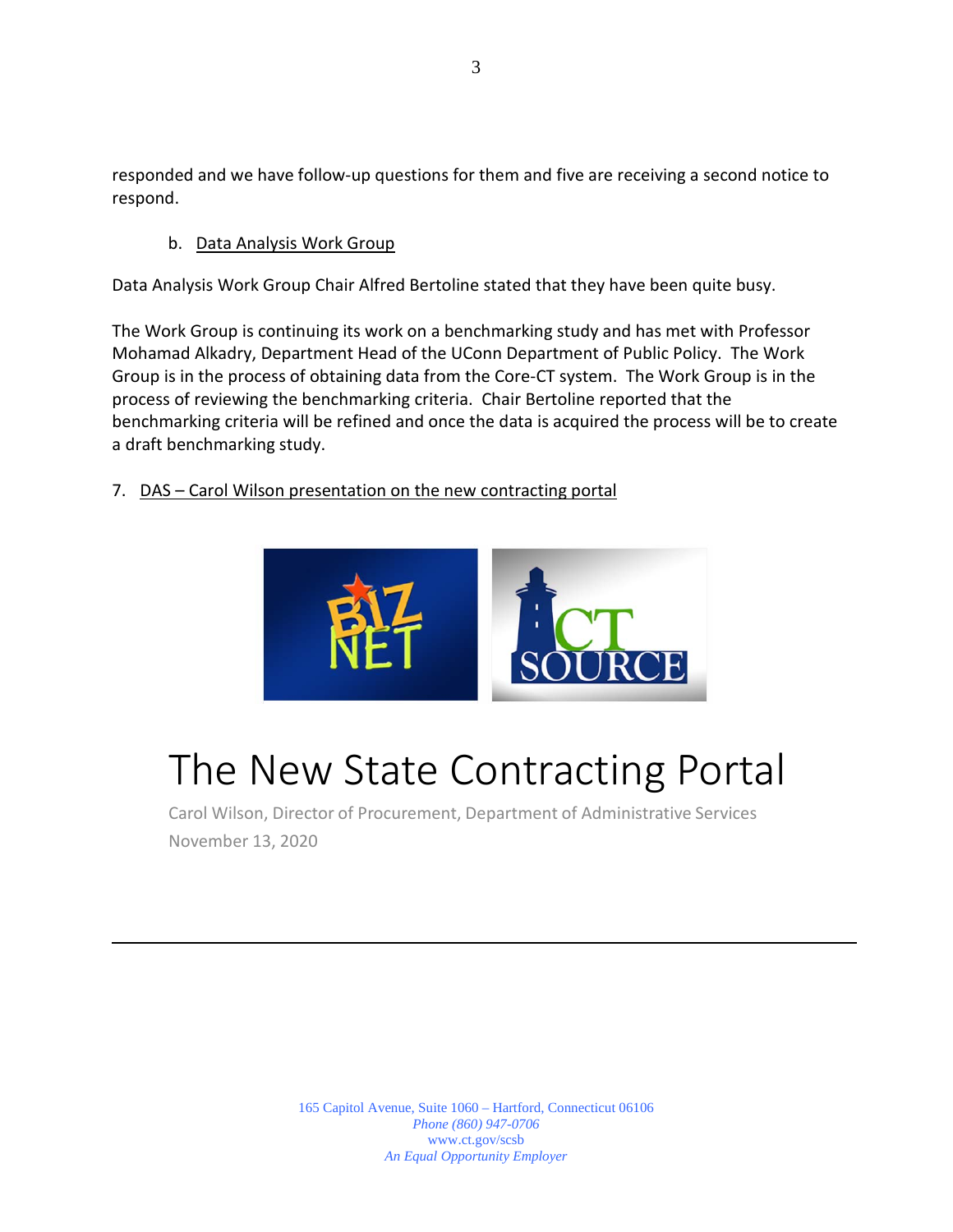responded and we have follow-up questions for them and five are receiving a second notice to respond.

b. Data Analysis Work Group

Data Analysis Work Group Chair Alfred Bertoline stated that they have been quite busy.

The Work Group is continuing its work on a benchmarking study and has met with Professor Mohamad Alkadry, Department Head of the UConn Department of Public Policy. The Work Group is in the process of obtaining data from the Core-CT system. The Work Group is in the process of reviewing the benchmarking criteria. Chair Bertoline reported that the benchmarking criteria will be refined and once the data is acquired the process will be to create a draft benchmarking study.

7. DAS – Carol Wilson presentation on the new contracting portal

BIZ NET

CT SOURCE

# The New State Contracting Portal

Carol Wilson, Director of Procurement, Department of Administrative Services

November 13, 2020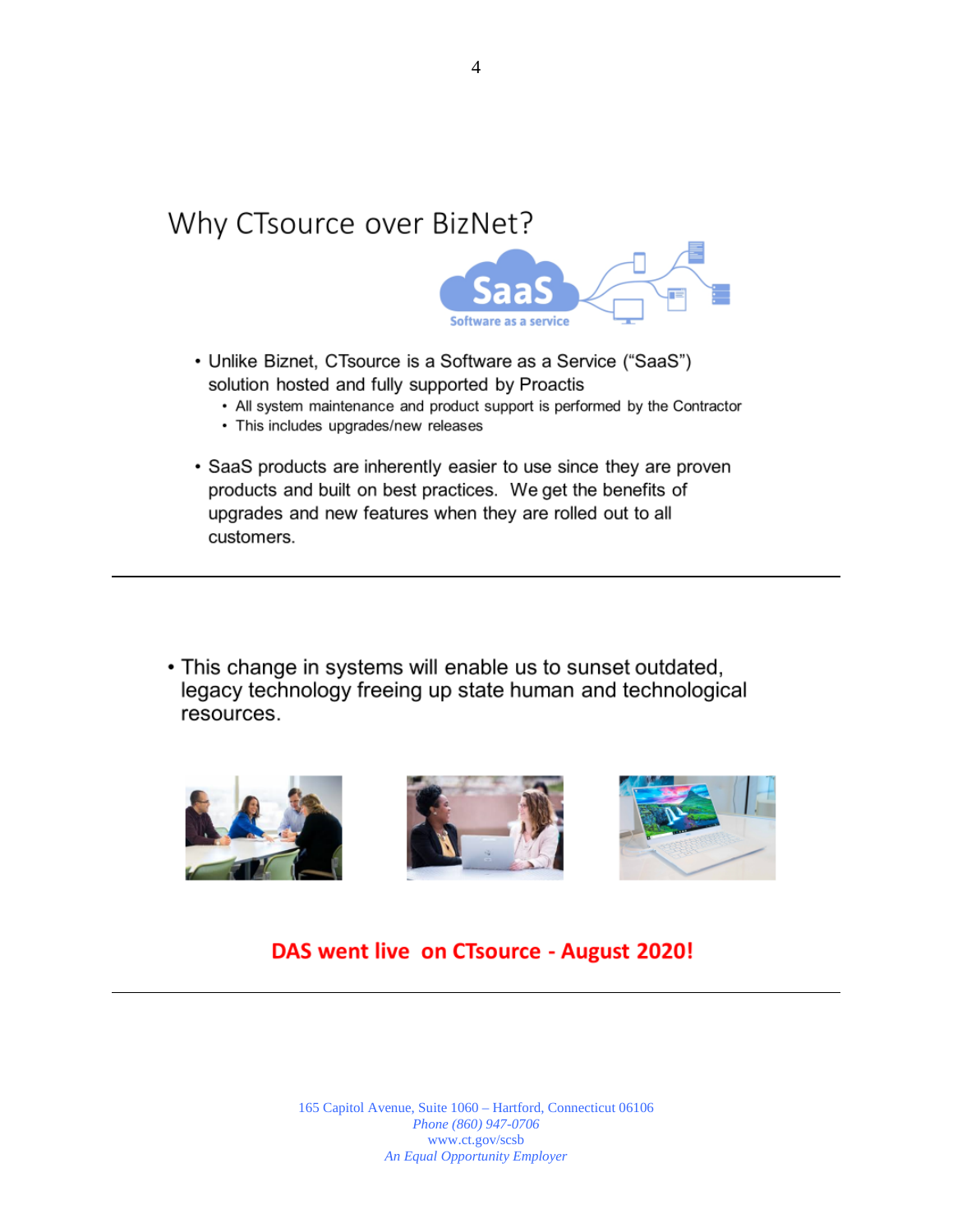## Why CTsource over BizNet?

SaaS
Software as a service

- Unlike Biznet, CTsource is a Software as a Service ("SaaS") solution hosted and fully supported by Proactis
  - All system maintenance and product support is performed by the Contractor
  - This includes upgrades/new releases
- SaaS products are inherently easier to use since they are proven products and built on best practices. We get the benefits of upgrades and new features when they are rolled out to all customers.

---

- This change in systems will enable us to sunset outdated, legacy technology freeing up state human and technological resources.

**DAS went live on CTsource - August 2020!**

---

165 Capitol Avenue, Suite 1060 – Hartford, Connecticut 06106
*Phone (860) 947-0706*
www.ct.gov/scsb
*An Equal Opportunity Employer*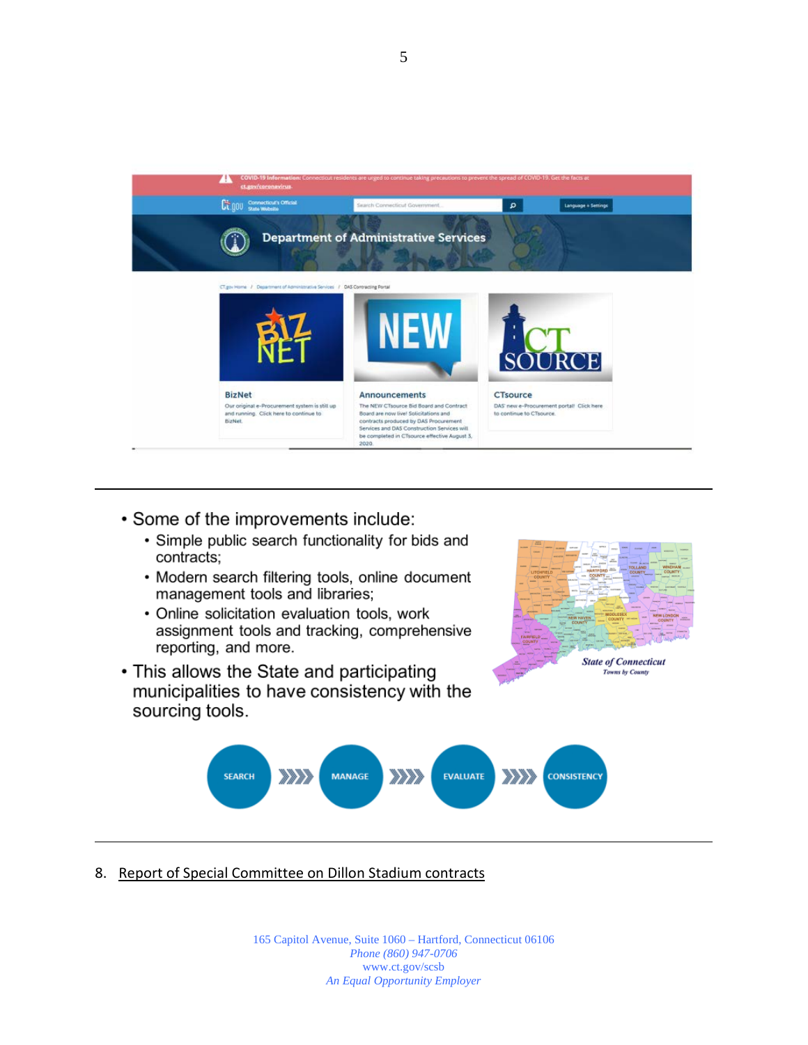- Some of the improvements include:
  - Simple public search functionality for bids and contracts;
  - Modern search filtering tools, online document management tools and libraries;
  - Online solicitation evaluation tools, work assignment tools and tracking, comprehensive reporting, and more.
- This allows the State and participating municipalities to have consistency with the sourcing tools.

SEARCH »»» MANAGE »»» EVALUATE »»» CONSISTENCY

8. Report of Special Committee on Dillon Stadium contracts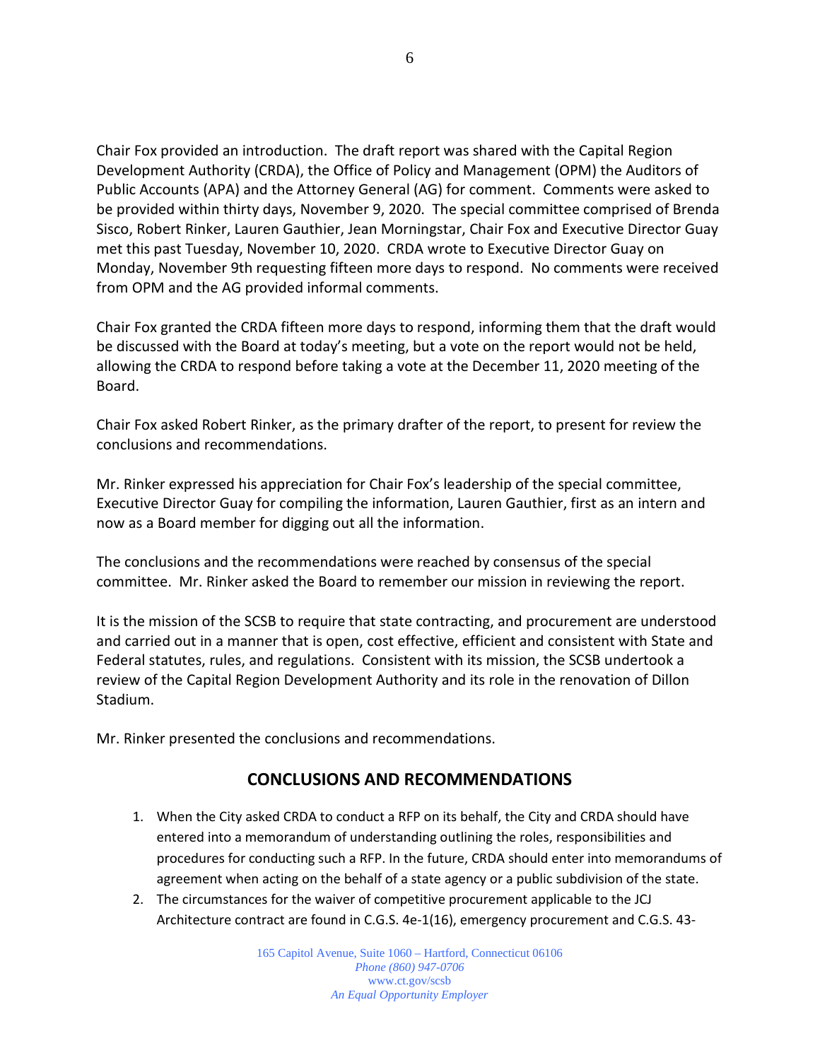Chair Fox provided an introduction. The draft report was shared with the Capital Region Development Authority (CRDA), the Office of Policy and Management (OPM) the Auditors of Public Accounts (APA) and the Attorney General (AG) for comment. Comments were asked to be provided within thirty days, November 9, 2020. The special committee comprised of Brenda Sisco, Robert Rinker, Lauren Gauthier, Jean Morningstar, Chair Fox and Executive Director Guay met this past Tuesday, November 10, 2020. CRDA wrote to Executive Director Guay on Monday, November 9th requesting fifteen more days to respond. No comments were received from OPM and the AG provided informal comments.

Chair Fox granted the CRDA fifteen more days to respond, informing them that the draft would be discussed with the Board at today's meeting, but a vote on the report would not be held, allowing the CRDA to respond before taking a vote at the December 11, 2020 meeting of the Board.

Chair Fox asked Robert Rinker, as the primary drafter of the report, to present for review the conclusions and recommendations.

Mr. Rinker expressed his appreciation for Chair Fox's leadership of the special committee, Executive Director Guay for compiling the information, Lauren Gauthier, first as an intern and now as a Board member for digging out all the information.

The conclusions and the recommendations were reached by consensus of the special committee. Mr. Rinker asked the Board to remember our mission in reviewing the report.

It is the mission of the SCSB to require that state contracting, and procurement are understood and carried out in a manner that is open, cost effective, efficient and consistent with State and Federal statutes, rules, and regulations. Consistent with its mission, the SCSB undertook a review of the Capital Region Development Authority and its role in the renovation of Dillon Stadium.

Mr. Rinker presented the conclusions and recommendations.

## CONCLUSIONS AND RECOMMENDATIONS

1. When the City asked CRDA to conduct a RFP on its behalf, the City and CRDA should have entered into a memorandum of understanding outlining the roles, responsibilities and procedures for conducting such a RFP. In the future, CRDA should enter into memorandums of agreement when acting on the behalf of a state agency or a public subdivision of the state.
2. The circumstances for the waiver of competitive procurement applicable to the JCJ Architecture contract are found in C.G.S. 4e-1(16), emergency procurement and C.G.S. 43-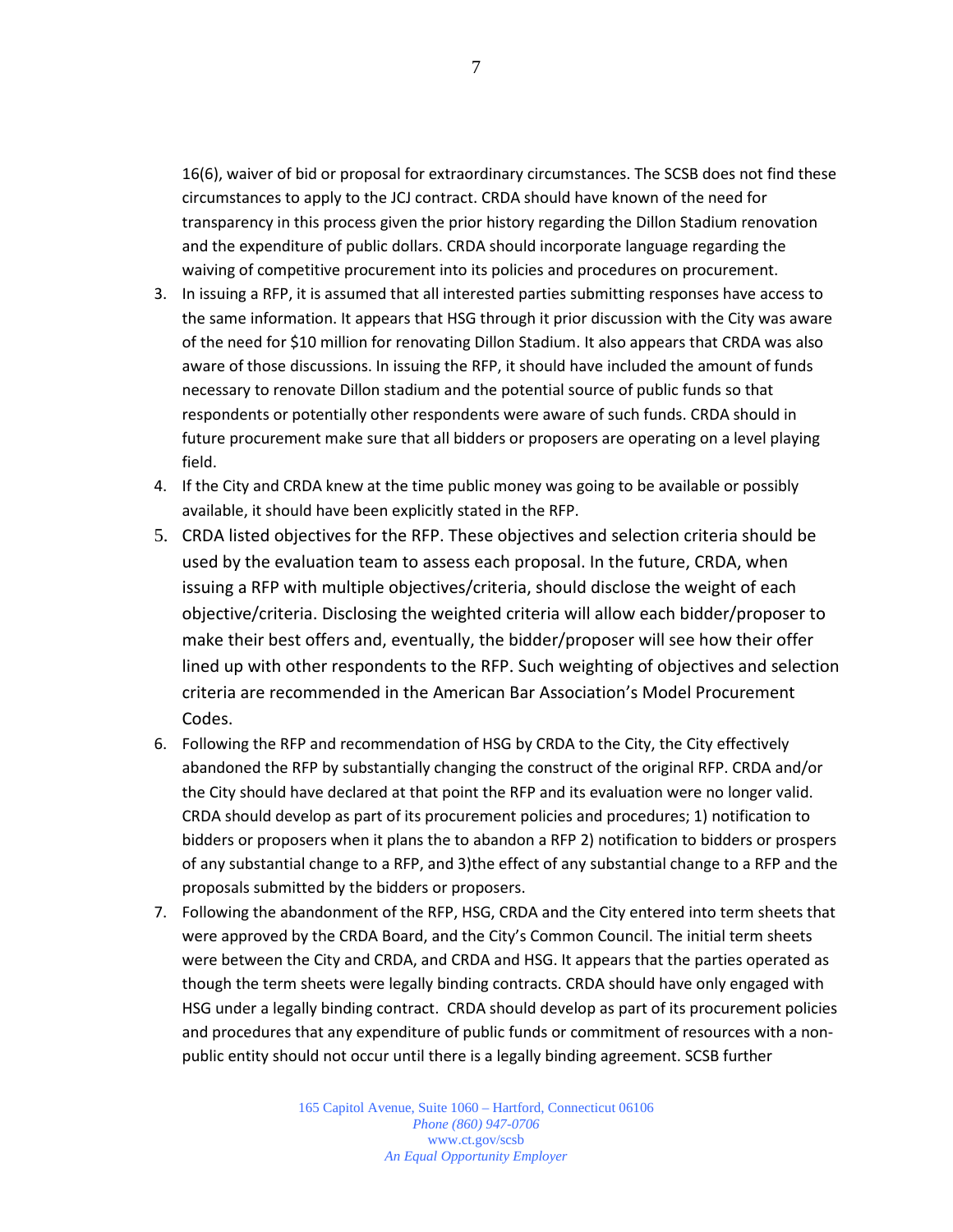16(6), waiver of bid or proposal for extraordinary circumstances. The SCSB does not find these circumstances to apply to the JCJ contract. CRDA should have known of the need for transparency in this process given the prior history regarding the Dillon Stadium renovation and the expenditure of public dollars. CRDA should incorporate language regarding the waiving of competitive procurement into its policies and procedures on procurement.

3. In issuing a RFP, it is assumed that all interested parties submitting responses have access to the same information. It appears that HSG through it prior discussion with the City was aware of the need for $10 million for renovating Dillon Stadium. It also appears that CRDA was also aware of those discussions. In issuing the RFP, it should have included the amount of funds necessary to renovate Dillon stadium and the potential source of public funds so that respondents or potentially other respondents were aware of such funds. CRDA should in future procurement make sure that all bidders or proposers are operating on a level playing field.
4. If the City and CRDA knew at the time public money was going to be available or possibly available, it should have been explicitly stated in the RFP.
5. CRDA listed objectives for the RFP. These objectives and selection criteria should be used by the evaluation team to assess each proposal. In the future, CRDA, when issuing a RFP with multiple objectives/criteria, should disclose the weight of each objective/criteria. Disclosing the weighted criteria will allow each bidder/proposer to make their best offers and, eventually, the bidder/proposer will see how their offer lined up with other respondents to the RFP. Such weighting of objectives and selection criteria are recommended in the American Bar Association's Model Procurement Codes.
6. Following the RFP and recommendation of HSG by CRDA to the City, the City effectively abandoned the RFP by substantially changing the construct of the original RFP. CRDA and/or the City should have declared at that point the RFP and its evaluation were no longer valid. CRDA should develop as part of its procurement policies and procedures; 1) notification to bidders or proposers when it plans the to abandon a RFP 2) notification to bidders or prospers of any substantial change to a RFP, and 3)the effect of any substantial change to a RFP and the proposals submitted by the bidders or proposers.
7. Following the abandonment of the RFP, HSG, CRDA and the City entered into term sheets that were approved by the CRDA Board, and the City's Common Council. The initial term sheets were between the City and CRDA, and CRDA and HSG. It appears that the parties operated as though the term sheets were legally binding contracts. CRDA should have only engaged with HSG under a legally binding contract. CRDA should develop as part of its procurement policies and procedures that any expenditure of public funds or commitment of resources with a non-public entity should not occur until there is a legally binding agreement. SCSB further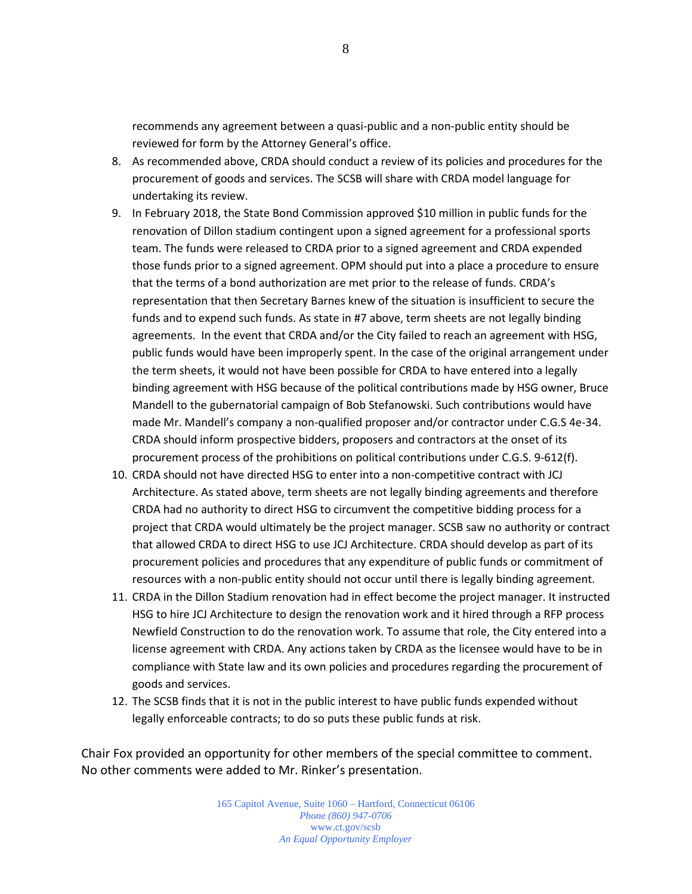recommends any agreement between a quasi-public and a non-public entity should be reviewed for form by the Attorney General's office.

8. As recommended above, CRDA should conduct a review of its policies and procedures for the procurement of goods and services. The SCSB will share with CRDA model language for undertaking its review.
9. In February 2018, the State Bond Commission approved $10 million in public funds for the renovation of Dillon stadium contingent upon a signed agreement for a professional sports team. The funds were released to CRDA prior to a signed agreement and CRDA expended those funds prior to a signed agreement. OPM should put into a place a procedure to ensure that the terms of a bond authorization are met prior to the release of funds. CRDA's representation that then Secretary Barnes knew of the situation is insufficient to secure the funds and to expend such funds. As state in #7 above, term sheets are not legally binding agreements. In the event that CRDA and/or the City failed to reach an agreement with HSG, public funds would have been improperly spent. In the case of the original arrangement under the term sheets, it would not have been possible for CRDA to have entered into a legally binding agreement with HSG because of the political contributions made by HSG owner, Bruce Mandell to the gubernatorial campaign of Bob Stefanowski. Such contributions would have made Mr. Mandell's company a non-qualified proposer and/or contractor under C.G.S 4e-34. CRDA should inform prospective bidders, proposers and contractors at the onset of its procurement process of the prohibitions on political contributions under C.G.S. 9-612(f).
10. CRDA should not have directed HSG to enter into a non-competitive contract with JCJ Architecture. As stated above, term sheets are not legally binding agreements and therefore CRDA had no authority to direct HSG to circumvent the competitive bidding process for a project that CRDA would ultimately be the project manager. SCSB saw no authority or contract that allowed CRDA to direct HSG to use JCJ Architecture. CRDA should develop as part of its procurement policies and procedures that any expenditure of public funds or commitment of resources with a non-public entity should not occur until there is legally binding agreement.
11. CRDA in the Dillon Stadium renovation had in effect become the project manager. It instructed HSG to hire JCJ Architecture to design the renovation work and it hired through a RFP process Newfield Construction to do the renovation work. To assume that role, the City entered into a license agreement with CRDA. Any actions taken by CRDA as the licensee would have to be in compliance with State law and its own policies and procedures regarding the procurement of goods and services.
12. The SCSB finds that it is not in the public interest to have public funds expended without legally enforceable contracts; to do so puts these public funds at risk.

Chair Fox provided an opportunity for other members of the special committee to comment. No other comments were added to Mr. Rinker's presentation.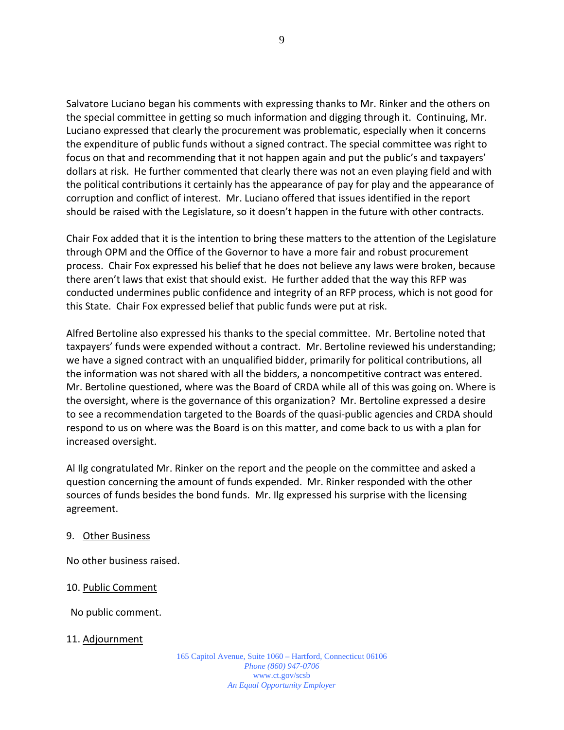Salvatore Luciano began his comments with expressing thanks to Mr. Rinker and the others on the special committee in getting so much information and digging through it. Continuing, Mr. Luciano expressed that clearly the procurement was problematic, especially when it concerns the expenditure of public funds without a signed contract. The special committee was right to focus on that and recommending that it not happen again and put the public's and taxpayers' dollars at risk. He further commented that clearly there was not an even playing field and with the political contributions it certainly has the appearance of pay for play and the appearance of corruption and conflict of interest. Mr. Luciano offered that issues identified in the report should be raised with the Legislature, so it doesn't happen in the future with other contracts.

Chair Fox added that it is the intention to bring these matters to the attention of the Legislature through OPM and the Office of the Governor to have a more fair and robust procurement process. Chair Fox expressed his belief that he does not believe any laws were broken, because there aren't laws that exist that should exist. He further added that the way this RFP was conducted undermines public confidence and integrity of an RFP process, which is not good for this State. Chair Fox expressed belief that public funds were put at risk.

Alfred Bertoline also expressed his thanks to the special committee. Mr. Bertoline noted that taxpayers' funds were expended without a contract. Mr. Bertoline reviewed his understanding; we have a signed contract with an unqualified bidder, primarily for political contributions, all the information was not shared with all the bidders, a noncompetitive contract was entered. Mr. Bertoline questioned, where was the Board of CRDA while all of this was going on. Where is the oversight, where is the governance of this organization? Mr. Bertoline expressed a desire to see a recommendation targeted to the Boards of the quasi-public agencies and CRDA should respond to us on where was the Board is on this matter, and come back to us with a plan for increased oversight.

Al Ilg congratulated Mr. Rinker on the report and the people on the committee and asked a question concerning the amount of funds expended. Mr. Rinker responded with the other sources of funds besides the bond funds. Mr. Ilg expressed his surprise with the licensing agreement.

9. Other Business

No other business raised.

10. Public Comment

No public comment.

11. Adjournment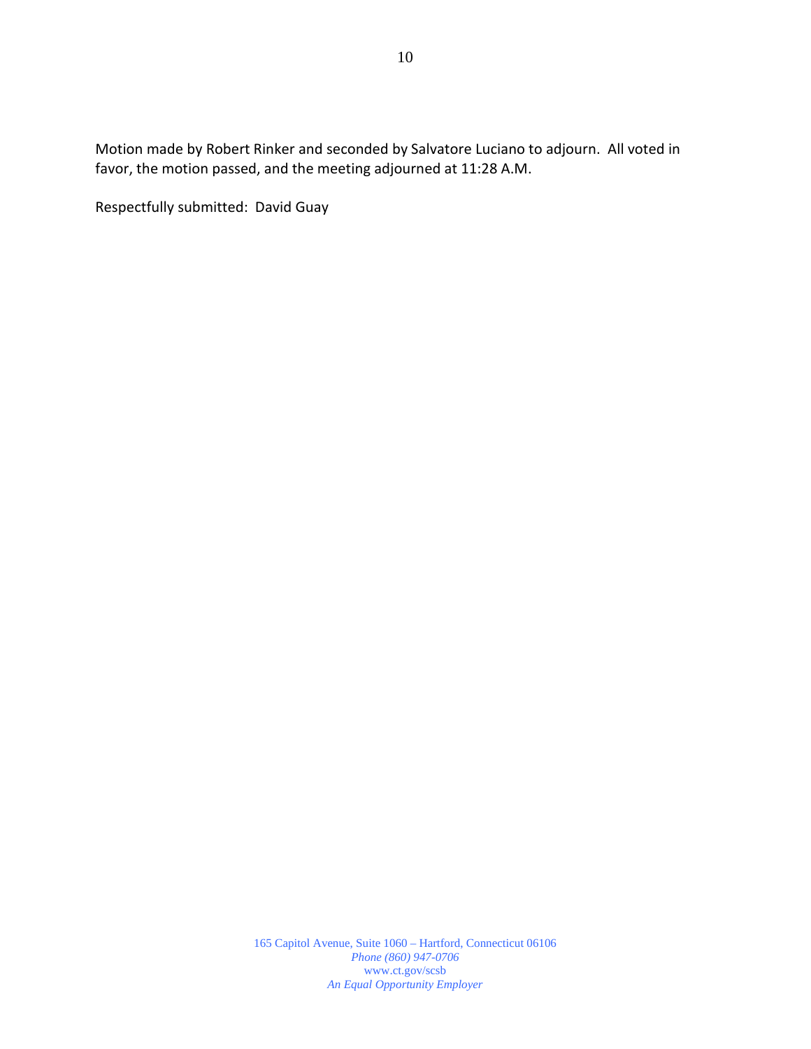Motion made by Robert Rinker and seconded by Salvatore Luciano to adjourn. All voted in favor, the motion passed, and the meeting adjourned at 11:28 A.M.

Respectfully submitted: David Guay